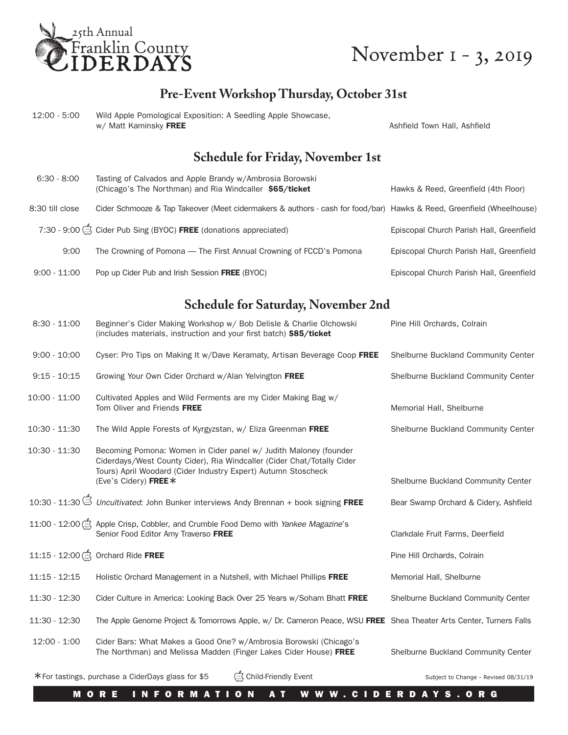# 25th Annual Franklin County CIDERDAYS

November 1 - 3, 2019

## Pre-Event Workshop Thursday, October 31st

| Time | Event | Location |
|---|---|---|
| 12:00 - 5:00 | Wild Apple Pomological Exposition: A Seedling Apple Showcase, w/ Matt Kaminsky **FREE** | Ashfield Town Hall, Ashfield |

## Schedule for Friday, November 1st

| Time | Event | Location |
|---|---|---|
| 6:30 - 8:00 | Tasting of Calvados and Apple Brandy w/Ambrosia Borowski (Chicago's The Northman) and Ria Windcaller **$65/ticket** | Hawks & Reed, Greenfield (4th Floor) |
| 8:30 till close | Cider Schmooze & Tap Takeover (Meet cidermakers & authors - cash for food/bar) | Hawks & Reed, Greenfield (Wheelhouse) |
| 7:30 - 9:00 (Child-Friendly) | Cider Pub Sing (BYOC) **FREE** (donations appreciated) | Episcopal Church Parish Hall, Greenfield |
| 9:00 | The Crowning of Pomona — The First Annual Crowning of FCCD's Pomona | Episcopal Church Parish Hall, Greenfield |
| 9:00 - 11:00 | Pop up Cider Pub and Irish Session **FREE** (BYOC) | Episcopal Church Parish Hall, Greenfield |

## Schedule for Saturday, November 2nd

| Time | Event | Location |
|---|---|---|
| 8:30 - 11:00 | Beginner's Cider Making Workshop w/ Bob Delisle & Charlie Olchowski (includes materials, instruction and your first batch) **$85/ticket** | Pine Hill Orchards, Colrain |
| 9:00 - 10:00 | Cyser: Pro Tips on Making It w/Dave Keramaty, Artisan Beverage Coop **FREE** | Shelburne Buckland Community Center |
| 9:15 - 10:15 | Growing Your Own Cider Orchard w/Alan Yelvington **FREE** | Shelburne Buckland Community Center |
| 10:00 - 11:00 | Cultivated Apples and Wild Ferments are my Cider Making Bag w/ Tom Oliver and Friends **FREE** | Memorial Hall, Shelburne |
| 10:30 - 11:30 | The Wild Apple Forests of Kyrgyzstan, w/ Eliza Greenman **FREE** | Shelburne Buckland Community Center |
| 10:30 - 11:30 | Becoming Pomona: Women in Cider panel w/ Judith Maloney (founder Ciderdays/West County Cider), Ria Windcaller (Cider Chat/Totally Cider Tours) April Woodard (Cider Industry Expert) Autumn Stoscheck (Eve's Cidery) **FREE*** | Shelburne Buckland Community Center |
| 10:30 - 11:30 (Child-Friendly) | *Uncultivated*: John Bunker interviews Andy Brennan + book signing **FREE** | Bear Swamp Orchard & Cidery, Ashfield |
| 11:00 - 12:00 (Child-Friendly) | Apple Crisp, Cobbler, and Crumble Food Demo with *Yankee Magazine*'s Senior Food Editor Amy Traverso **FREE** | Clarkdale Fruit Farms, Deerfield |
| 11:15 - 12:00 (Child-Friendly) | Orchard Ride **FREE** | Pine Hill Orchards, Colrain |
| 11:15 - 12:15 | Holistic Orchard Management in a Nutshell, with Michael Phillips **FREE** | Memorial Hall, Shelburne |
| 11:30 - 12:30 | Cider Culture in America: Looking Back Over 25 Years w/Soham Bhatt **FREE** | Shelburne Buckland Community Center |
| 11:30 - 12:30 | The Apple Genome Project & Tomorrows Apple, w/ Dr. Cameron Peace, WSU **FREE** | Shea Theater Arts Center, Turners Falls |
| 12:00 - 1:00 | Cider Bars: What Makes a Good One? w/Ambrosia Borowski (Chicago's The Northman) and Melissa Madden (Finger Lakes Cider House) **FREE** | Shelburne Buckland Community Center |

*For tastings, purchase a CiderDays glass for $5

(Child-Friendly icon) Child-Friendly Event

Subject to Change - Revised 08/31/19

MORE INFORMATION AT WWW.CIDERDAYS.ORG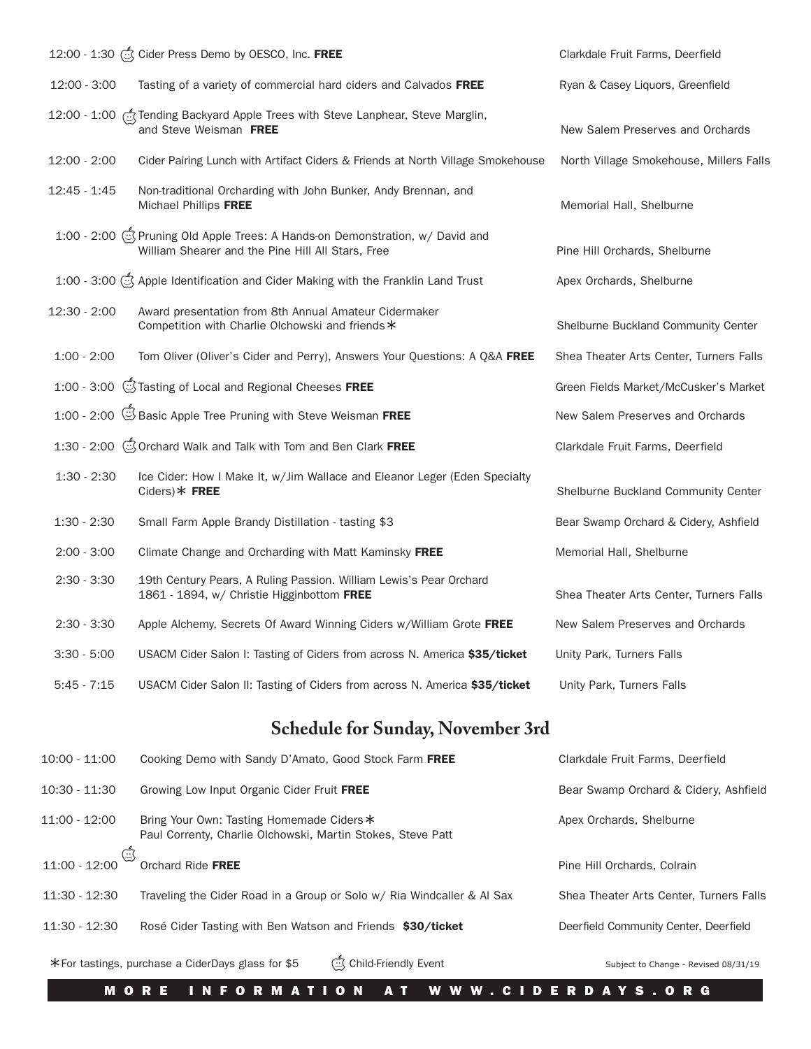| Time | Event | Location |
|---|---|---|
| 12:00 - 1:30 | 🍎 Cider Press Demo by OESCO, Inc. **FREE** | Clarkdale Fruit Farms, Deerfield |
| 12:00 - 3:00 | Tasting of a variety of commercial hard ciders and Calvados **FREE** | Ryan & Casey Liquors, Greenfield |
| 12:00 - 1:00 | 🍎 Tending Backyard Apple Trees with Steve Lanphear, Steve Marglin, and Steve Weisman **FREE** | New Salem Preserves and Orchards |
| 12:00 - 2:00 | Cider Pairing Lunch with Artifact Ciders & Friends at North Village Smokehouse | North Village Smokehouse, Millers Falls |
| 12:45 - 1:45 | Non-traditional Orcharding with John Bunker, Andy Brennan, and Michael Phillips **FREE** | Memorial Hall, Shelburne |
| 1:00 - 2:00 | 🍎 Pruning Old Apple Trees: A Hands-on Demonstration, w/ David and William Shearer and the Pine Hill All Stars, Free | Pine Hill Orchards, Shelburne |
| 1:00 - 3:00 | 🍎 Apple Identification and Cider Making with the Franklin Land Trust | Apex Orchards, Shelburne |
| 12:30 - 2:00 | Award presentation from 8th Annual Amateur Cidermaker Competition with Charlie Olchowski and friends* | Shelburne Buckland Community Center |
| 1:00 - 2:00 | Tom Oliver (Oliver's Cider and Perry), Answers Your Questions: A Q&A **FREE** | Shea Theater Arts Center, Turners Falls |
| 1:00 - 3:00 | 🍎 Tasting of Local and Regional Cheeses **FREE** | Green Fields Market/McCusker's Market |
| 1:00 - 2:00 | 🍎 Basic Apple Tree Pruning with Steve Weisman **FREE** | New Salem Preserves and Orchards |
| 1:30 - 2:00 | 🍎 Orchard Walk and Talk with Tom and Ben Clark **FREE** | Clarkdale Fruit Farms, Deerfield |
| 1:30 - 2:30 | Ice Cider: How I Make It, w/Jim Wallace and Eleanor Leger (Eden Specialty Ciders)* **FREE** | Shelburne Buckland Community Center |
| 1:30 - 2:30 | Small Farm Apple Brandy Distillation - tasting $3 | Bear Swamp Orchard & Cidery, Ashfield |
| 2:00 - 3:00 | Climate Change and Orcharding with Matt Kaminsky **FREE** | Memorial Hall, Shelburne |
| 2:30 - 3:30 | 19th Century Pears, A Ruling Passion. William Lewis's Pear Orchard 1861 - 1894, w/ Christie Higginbottom **FREE** | Shea Theater Arts Center, Turners Falls |
| 2:30 - 3:30 | Apple Alchemy, Secrets Of Award Winning Ciders w/William Grote **FREE** | New Salem Preserves and Orchards |
| 3:30 - 5:00 | USACM Cider Salon I: Tasting of Ciders from across N. America **$35/ticket** | Unity Park, Turners Falls |
| 5:45 - 7:15 | USACM Cider Salon II: Tasting of Ciders from across N. America **$35/ticket** | Unity Park, Turners Falls |

## Schedule for Sunday, November 3rd

| Time | Event | Location |
|---|---|---|
| 10:00 - 11:00 | Cooking Demo with Sandy D'Amato, Good Stock Farm **FREE** | Clarkdale Fruit Farms, Deerfield |
| 10:30 - 11:30 | Growing Low Input Organic Cider Fruit **FREE** | Bear Swamp Orchard & Cidery, Ashfield |
| 11:00 - 12:00 | Bring Your Own: Tasting Homemade Ciders* Paul Correnty, Charlie Olchowski, Martin Stokes, Steve Patt | Apex Orchards, Shelburne |
| 11:00 - 12:00 | 🍎 Orchard Ride **FREE** | Pine Hill Orchards, Colrain |
| 11:30 - 12:30 | Traveling the Cider Road in a Group or Solo w/ Ria Windcaller & Al Sax | Shea Theater Arts Center, Turners Falls |
| 11:30 - 12:30 | Rosé Cider Tasting with Ben Watson and Friends **$30/ticket** | Deerfield Community Center, Deerfield |

*For tastings, purchase a CiderDays glass for $5 &nbsp;&nbsp; 🍎 Child-Friendly Event &nbsp;&nbsp; Subject to Change - Revised 08/31/19

MORE INFORMATION AT WWW.CIDERDAYS.ORG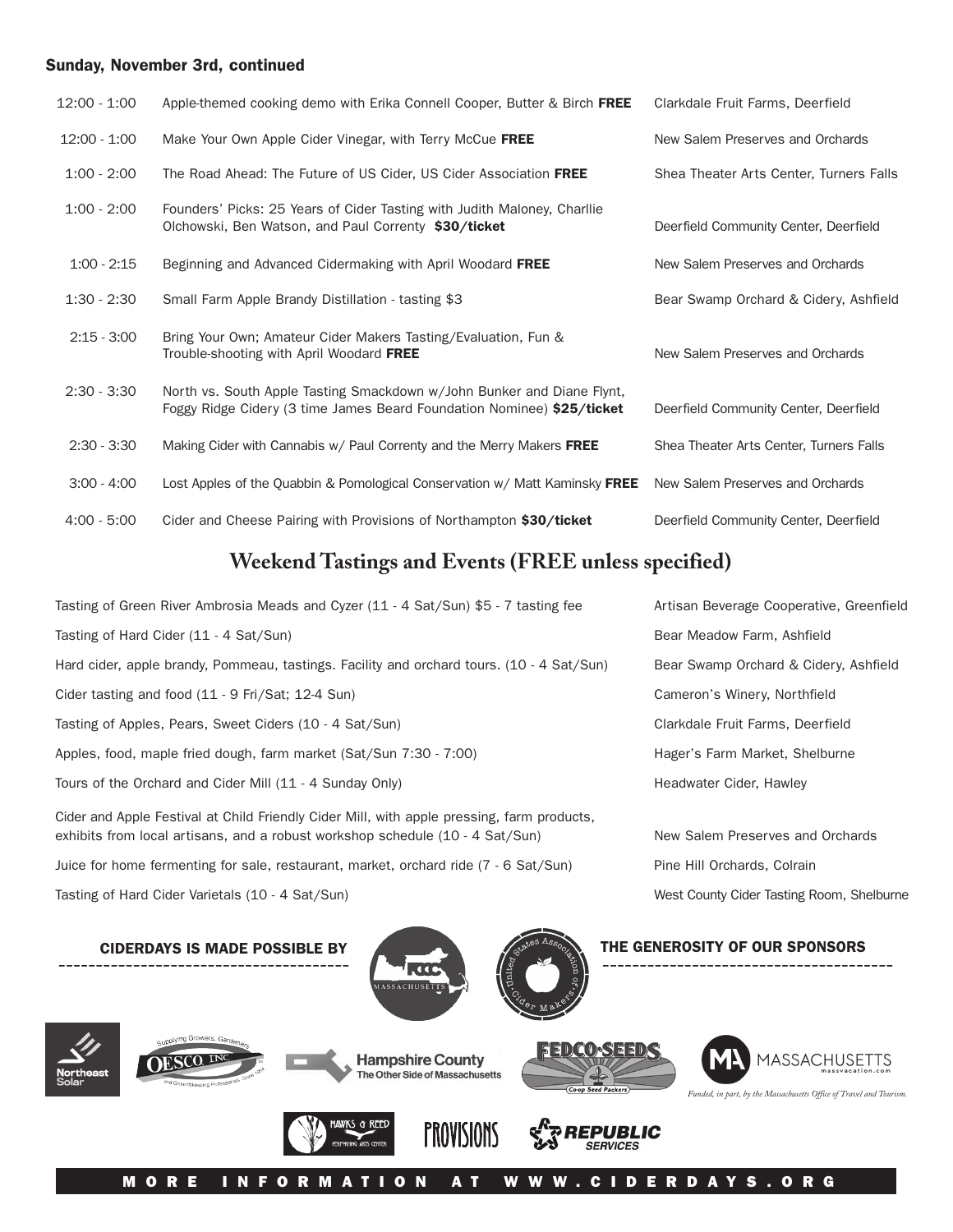### Sunday, November 3rd, continued

| | | |
|---|---|---|
| 12:00 - 1:00 | Apple-themed cooking demo with Erika Connell Cooper, Butter & Birch **FREE** | Clarkdale Fruit Farms, Deerfield |
| 12:00 - 1:00 | Make Your Own Apple Cider Vinegar, with Terry McCue **FREE** | New Salem Preserves and Orchards |
| 1:00 - 2:00 | The Road Ahead: The Future of US Cider, US Cider Association **FREE** | Shea Theater Arts Center, Turners Falls |
| 1:00 - 2:00 | Founders' Picks: 25 Years of Cider Tasting with Judith Maloney, Charllie Olchowski, Ben Watson, and Paul Correnty **$30/ticket** | Deerfield Community Center, Deerfield |
| 1:00 - 2:15 | Beginning and Advanced Cidermaking with April Woodard **FREE** | New Salem Preserves and Orchards |
| 1:30 - 2:30 | Small Farm Apple Brandy Distillation - tasting $3 | Bear Swamp Orchard & Cidery, Ashfield |
| 2:15 - 3:00 | Bring Your Own; Amateur Cider Makers Tasting/Evaluation, Fun & Trouble-shooting with April Woodard **FREE** | New Salem Preserves and Orchards |
| 2:30 - 3:30 | North vs. South Apple Tasting Smackdown w/John Bunker and Diane Flynt, Foggy Ridge Cidery (3 time James Beard Foundation Nominee) **$25/ticket** | Deerfield Community Center, Deerfield |
| 2:30 - 3:30 | Making Cider with Cannabis w/ Paul Correnty and the Merry Makers **FREE** | Shea Theater Arts Center, Turners Falls |
| 3:00 - 4:00 | Lost Apples of the Quabbin & Pomological Conservation w/ Matt Kaminsky **FREE** | New Salem Preserves and Orchards |
| 4:00 - 5:00 | Cider and Cheese Pairing with Provisions of Northampton **$30/ticket** | Deerfield Community Center, Deerfield |

## Weekend Tastings and Events (FREE unless specified)

| | |
|---|---|
| Tasting of Green River Ambrosia Meads and Cyzer (11 - 4 Sat/Sun) $5 - 7 tasting fee | Artisan Beverage Cooperative, Greenfield |
| Tasting of Hard Cider (11 - 4 Sat/Sun) | Bear Meadow Farm, Ashfield |
| Hard cider, apple brandy, Pommeau, tastings. Facility and orchard tours. (10 - 4 Sat/Sun) | Bear Swamp Orchard & Cidery, Ashfield |
| Cider tasting and food (11 - 9 Fri/Sat; 12-4 Sun) | Cameron's Winery, Northfield |
| Tasting of Apples, Pears, Sweet Ciders (10 - 4 Sat/Sun) | Clarkdale Fruit Farms, Deerfield |
| Apples, food, maple fried dough, farm market (Sat/Sun 7:30 - 7:00) | Hager's Farm Market, Shelburne |
| Tours of the Orchard and Cider Mill (11 - 4 Sunday Only) | Headwater Cider, Hawley |
| Cider and Apple Festival at Child Friendly Cider Mill, with apple pressing, farm products, exhibits from local artisans, and a robust workshop schedule (10 - 4 Sat/Sun) | New Salem Preserves and Orchards |
| Juice for home fermenting for sale, restaurant, market, orchard ride (7 - 6 Sat/Sun) | Pine Hill Orchards, Colrain |
| Tasting of Hard Cider Varietals (10 - 4 Sat/Sun) | West County Cider Tasting Room, Shelburne |

CIDERDAYS IS MADE POSSIBLE BY THE GENEROSITY OF OUR SPONSORS

*Funded, in part, by the Massachusetts Office of Travel and Tourism.*

MORE INFORMATION AT WWW.CIDERDAYS.ORG